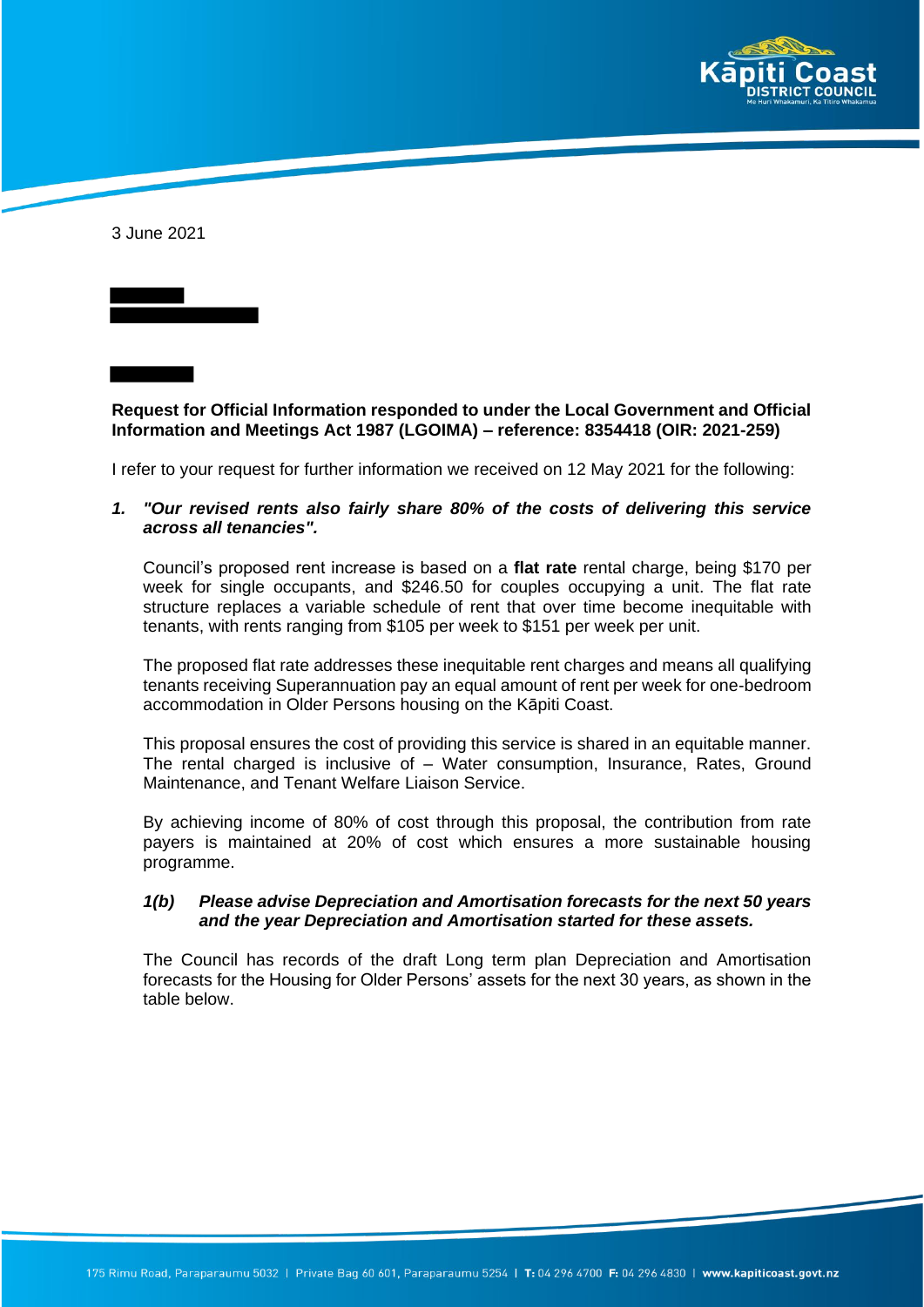3 June 2021

**Request for Official Information responded to under the Local Government and Official Information and Meetings Act 1987 (LGOIMA) – reference: 8354418 (OIR: 2021-259)**

I refer to your request for further information we received on 12 May 2021 for the following:

***1. "Our revised rents also fairly share 80% of the costs of delivering this service across all tenancies".***

Council's proposed rent increase is based on a **flat rate** rental charge, being $170 per week for single occupants, and $246.50 for couples occupying a unit. The flat rate structure replaces a variable schedule of rent that over time become inequitable with tenants, with rents ranging from $105 per week to $151 per week per unit.

The proposed flat rate addresses these inequitable rent charges and means all qualifying tenants receiving Superannuation pay an equal amount of rent per week for one-bedroom accommodation in Older Persons housing on the Kāpiti Coast.

This proposal ensures the cost of providing this service is shared in an equitable manner. The rental charged is inclusive of – Water consumption, Insurance, Rates, Ground Maintenance, and Tenant Welfare Liaison Service.

By achieving income of 80% of cost through this proposal, the contribution from rate payers is maintained at 20% of cost which ensures a more sustainable housing programme.

***1(b) Please advise Depreciation and Amortisation forecasts for the next 50 years and the year Depreciation and Amortisation started for these assets.***

The Council has records of the draft Long term plan Depreciation and Amortisation forecasts for the Housing for Older Persons' assets for the next 30 years, as shown in the table below.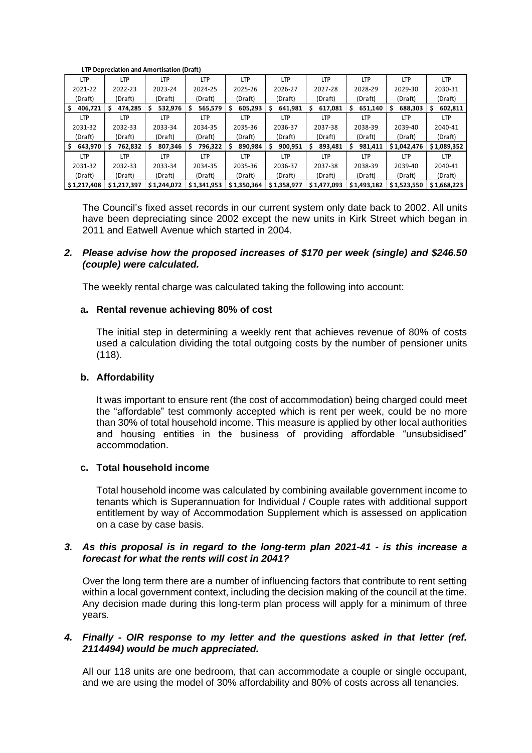**LTP Depreciation and Amortisation (Draft)**

| LTP 2021-22 (Draft) | LTP 2022-23 (Draft) | LTP 2023-24 (Draft) | LTP 2024-25 (Draft) | LTP 2025-26 (Draft) | LTP 2026-27 (Draft) | LTP 2027-28 (Draft) | LTP 2028-29 (Draft) | LTP 2029-30 (Draft) | LTP 2030-31 (Draft) |
|---|---|---|---|---|---|---|---|---|---|
| $ 406,721 | $ 474,285 | $ 532,976 | $ 565,579 | $ 605,293 | $ 641,981 | $ 617,081 | $ 651,140 | $ 688,303 | $ 602,811 |
| **LTP 2031-32 (Draft)** | **LTP 2032-33 (Draft)** | **LTP 2033-34 (Draft)** | **LTP 2034-35 (Draft)** | **LTP 2035-36 (Draft)** | **LTP 2036-37 (Draft)** | **LTP 2037-38 (Draft)** | **LTP 2038-39 (Draft)** | **LTP 2039-40 (Draft)** | **LTP 2040-41 (Draft)** |
| $ 643,970 | $ 762,832 | $ 807,346 | $ 796,322 | $ 890,984 | $ 900,951 | $ 893,481 | $ 981,411 | $ 1,042,476 | $ 1,089,352 |
| **LTP 2031-32 (Draft)** | **LTP 2032-33 (Draft)** | **LTP 2033-34 (Draft)** | **LTP 2034-35 (Draft)** | **LTP 2035-36 (Draft)** | **LTP 2036-37 (Draft)** | **LTP 2037-38 (Draft)** | **LTP 2038-39 (Draft)** | **LTP 2039-40 (Draft)** | **LTP 2040-41 (Draft)** |
| $ 1,217,408 | $ 1,217,397 | $ 1,244,072 | $ 1,341,953 | $ 1,350,364 | $ 1,358,977 | $ 1,477,093 | $ 1,493,182 | $ 1,523,550 | $ 1,668,223 |

The Council's fixed asset records in our current system only date back to 2002. All units have been depreciating since 2002 except the new units in Kirk Street which began in 2011 and Eatwell Avenue which started in 2004.

### *2. Please advise how the proposed increases of $170 per week (single) and $246.50 (couple) were calculated.*

The weekly rental charge was calculated taking the following into account:

#### a. Rental revenue achieving 80% of cost

The initial step in determining a weekly rent that achieves revenue of 80% of costs used a calculation dividing the total outgoing costs by the number of pensioner units (118).

#### b. Affordability

It was important to ensure rent (the cost of accommodation) being charged could meet the "affordable" test commonly accepted which is rent per week, could be no more than 30% of total household income. This measure is applied by other local authorities and housing entities in the business of providing affordable "unsubsidised" accommodation.

#### c. Total household income

Total household income was calculated by combining available government income to tenants which is Superannuation for Individual / Couple rates with additional support entitlement by way of Accommodation Supplement which is assessed on application on a case by case basis.

### *3. As this proposal is in regard to the long-term plan 2021-41 - is this increase a forecast for what the rents will cost in 2041?*

Over the long term there are a number of influencing factors that contribute to rent setting within a local government context, including the decision making of the council at the time. Any decision made during this long-term plan process will apply for a minimum of three years.

### *4. Finally - OIR response to my letter and the questions asked in that letter (ref. 2114494) would be much appreciated.*

All our 118 units are one bedroom, that can accommodate a couple or single occupant, and we are using the model of 30% affordability and 80% of costs across all tenancies.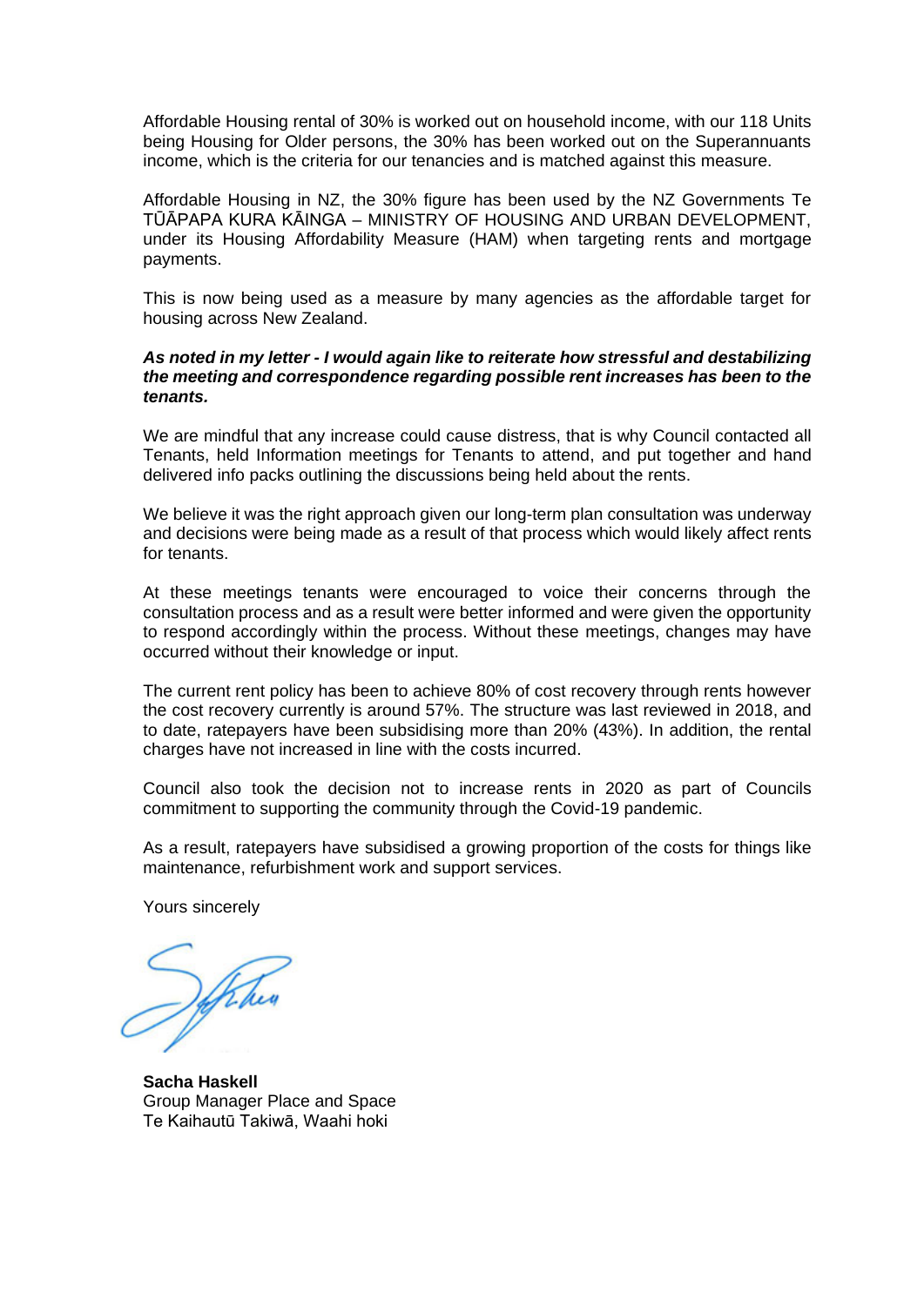Affordable Housing rental of 30% is worked out on household income, with our 118 Units being Housing for Older persons, the 30% has been worked out on the Superannuants income, which is the criteria for our tenancies and is matched against this measure.

Affordable Housing in NZ, the 30% figure has been used by the NZ Governments Te TŪĀPAPA KURA KĀINGA – MINISTRY OF HOUSING AND URBAN DEVELOPMENT, under its Housing Affordability Measure (HAM) when targeting rents and mortgage payments.

This is now being used as a measure by many agencies as the affordable target for housing across New Zealand.

***As noted in my letter - I would again like to reiterate how stressful and destabilizing the meeting and correspondence regarding possible rent increases has been to the tenants.***

We are mindful that any increase could cause distress, that is why Council contacted all Tenants, held Information meetings for Tenants to attend, and put together and hand delivered info packs outlining the discussions being held about the rents.

We believe it was the right approach given our long-term plan consultation was underway and decisions were being made as a result of that process which would likely affect rents for tenants.

At these meetings tenants were encouraged to voice their concerns through the consultation process and as a result were better informed and were given the opportunity to respond accordingly within the process. Without these meetings, changes may have occurred without their knowledge or input.

The current rent policy has been to achieve 80% of cost recovery through rents however the cost recovery currently is around 57%. The structure was last reviewed in 2018, and to date, ratepayers have been subsidising more than 20% (43%). In addition, the rental charges have not increased in line with the costs incurred.

Council also took the decision not to increase rents in 2020 as part of Councils commitment to supporting the community through the Covid-19 pandemic.

As a result, ratepayers have subsidised a growing proportion of the costs for things like maintenance, refurbishment work and support services.

Yours sincerely

**Sacha Haskell**
Group Manager Place and Space
Te Kaihautū Takiwā, Waahi hoki